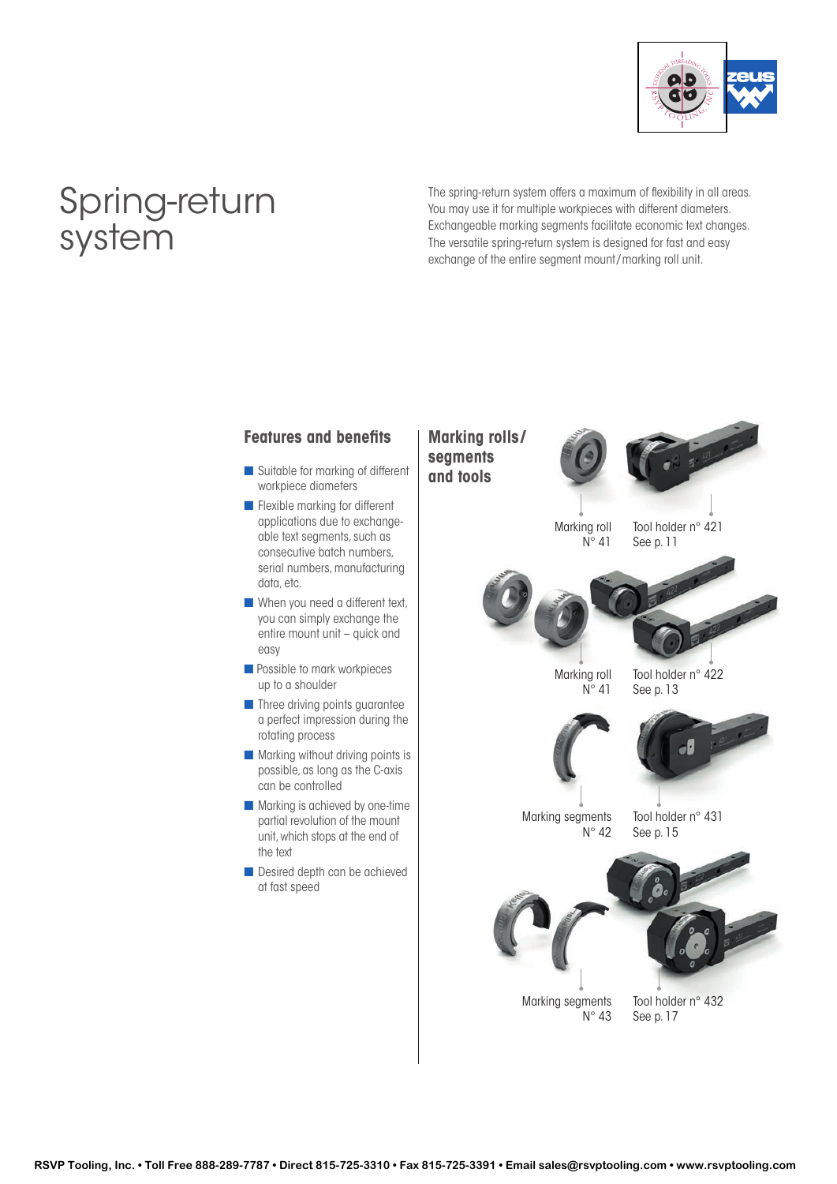# Spring-return system

The spring-return system offers a maximum of flexibility in all areas. You may use it for multiple workpieces with different diameters. Exchangeable marking segments facilitate economic text changes. The versatile spring-return system is designed for fast and easy exchange of the entire segment mount/marking roll unit.

## Features and benefits

- Suitable for marking of different workpiece diameters
- Flexible marking for different applications due to exchange-able text segments, such as consecutive batch numbers, serial numbers, manufacturing data, etc.
- When you need a different text, you can simply exchange the entire mount unit – quick and easy
- Possible to mark workpieces up to a shoulder
- Three driving points guarantee a perfect impression during the rotating process
- Marking without driving points is possible, as long as the C-axis can be controlled
- Marking is achieved by one-time partial revolution of the mount unit, which stops at the end of the text
- Desired depth can be achieved at fast speed

## Marking rolls/ segments and tools

Marking roll N° 41 — Tool holder n° 421, See p. 11

Marking roll N° 41 — Tool holder n° 422, See p. 13

Marking segments N° 42 — Tool holder n° 431, See p. 15

Marking segments N° 43 — Tool holder n° 432, See p. 17

RSVP Tooling, Inc. • Toll Free 888-289-7787 • Direct 815-725-3310 • Fax 815-725-3391 • Email sales@rsvptooling.com • www.rsvptooling.com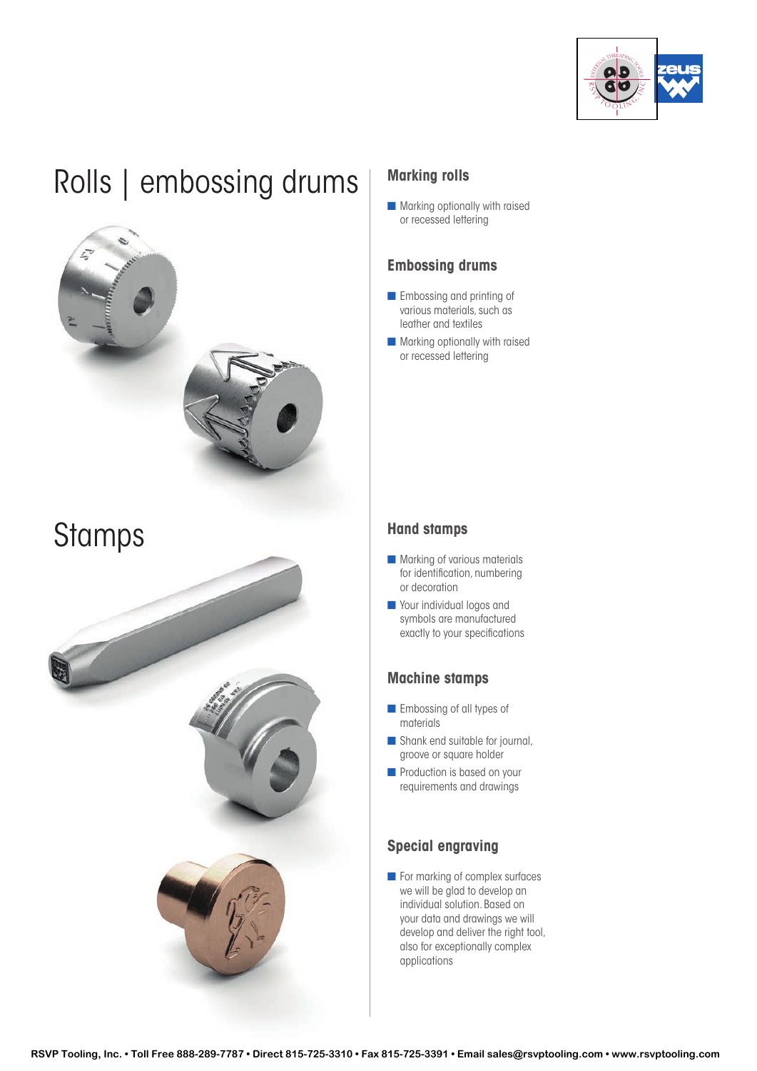# Rolls | embossing drums

## Marking rolls

- Marking optionally with raised or recessed lettering

## Embossing drums

- Embossing and printing of various materials, such as leather and textiles
- Marking optionally with raised or recessed lettering

# Stamps

## Hand stamps

- Marking of various materials for identification, numbering or decoration
- Your individual logos and symbols are manufactured exactly to your specifications

## Machine stamps

- Embossing of all types of materials
- Shank end suitable for journal, groove or square holder
- Production is based on your requirements and drawings

## Special engraving

- For marking of complex surfaces we will be glad to develop an individual solution. Based on your data and drawings we will develop and deliver the right tool, also for exceptionally complex applications

RSVP Tooling, Inc. • Toll Free 888-289-7787 • Direct 815-725-3310 • Fax 815-725-3391 • Email sales@rsvptooling.com • www.rsvptooling.com